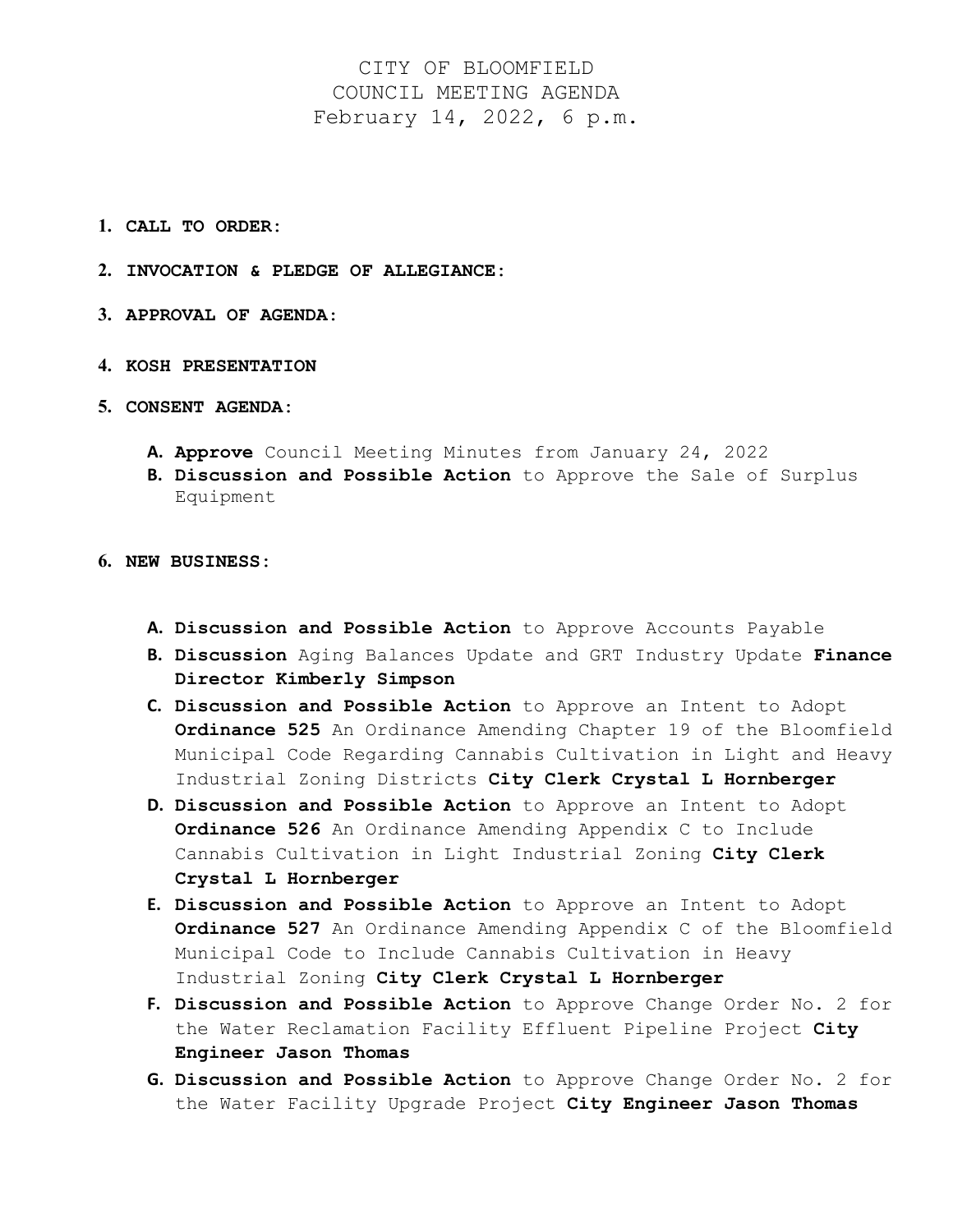# CITY OF BLOOMFIELD
## COUNCIL MEETING AGENDA
### February 14, 2022, 6 p.m.

1. **CALL TO ORDER:**

2. **INVOCATION & PLEDGE OF ALLEGIANCE:**

3. **APPROVAL OF AGENDA:**

4. **KOSH PRESENTATION**

5. **CONSENT AGENDA:**

   A. **Approve** Council Meeting Minutes from January 24, 2022
   
   B. **Discussion and Possible Action** to Approve the Sale of Surplus Equipment

6. **NEW BUSINESS:**

   A. **Discussion and Possible Action** to Approve Accounts Payable
   
   B. **Discussion** Aging Balances Update and GRT Industry Update **Finance Director Kimberly Simpson**
   
   C. **Discussion and Possible Action** to Approve an Intent to Adopt **Ordinance 525** An Ordinance Amending Chapter 19 of the Bloomfield Municipal Code Regarding Cannabis Cultivation in Light and Heavy Industrial Zoning Districts **City Clerk Crystal L Hornberger**
   
   D. **Discussion and Possible Action** to Approve an Intent to Adopt **Ordinance 526** An Ordinance Amending Appendix C to Include Cannabis Cultivation in Light Industrial Zoning **City Clerk Crystal L Hornberger**
   
   E. **Discussion and Possible Action** to Approve an Intent to Adopt **Ordinance 527** An Ordinance Amending Appendix C of the Bloomfield Municipal Code to Include Cannabis Cultivation in Heavy Industrial Zoning **City Clerk Crystal L Hornberger**
   
   F. **Discussion and Possible Action** to Approve Change Order No. 2 for the Water Reclamation Facility Effluent Pipeline Project **City Engineer Jason Thomas**
   
   G. **Discussion and Possible Action** to Approve Change Order No. 2 for the Water Facility Upgrade Project **City Engineer Jason Thomas**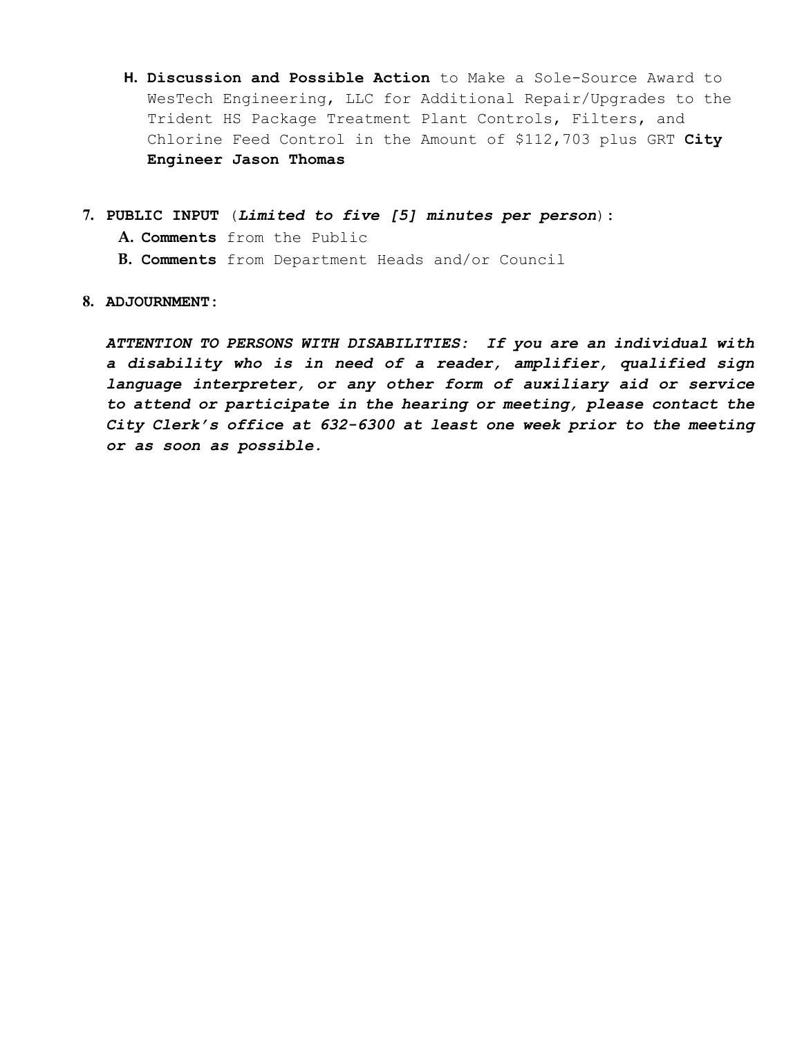H. **Discussion and Possible Action** to Make a Sole-Source Award to WesTech Engineering, LLC for Additional Repair/Upgrades to the Trident HS Package Treatment Plant Controls, Filters, and Chlorine Feed Control in the Amount of $112,703 plus GRT **City Engineer Jason Thomas**

7. **PUBLIC INPUT** (***Limited to five [5] minutes per person***)**:**
   A. **Comments** from the Public
   B. **Comments** from Department Heads and/or Council

8. **ADJOURNMENT:**

***ATTENTION TO PERSONS WITH DISABILITIES: If you are an individual with a disability who is in need of a reader, amplifier, qualified sign language interpreter, or any other form of auxiliary aid or service to attend or participate in the hearing or meeting, please contact the City Clerk's office at 632-6300 at least one week prior to the meeting or as soon as possible.***